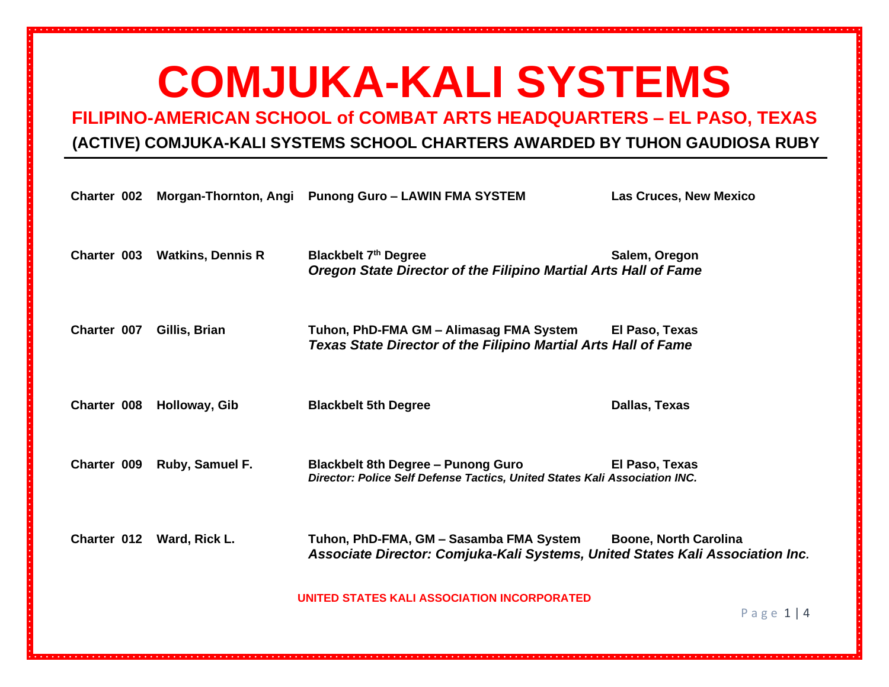# COMJUKA-KALI SYSTEMS

## FILIPINO-AMERICAN SCHOOL of COMBAT ARTS HEADQUARTERS – EL PASO, TEXAS

### (ACTIVE) COMJUKA-KALI SYSTEMS SCHOOL CHARTERS AWARDED BY TUHON GAUDIOSA RUBY

---

**Charter 002** **Morgan-Thornton, Angi** **Punong Guro – LAWIN FMA SYSTEM** **Las Cruces, New Mexico**

**Charter 003** **Watkins, Dennis R** **Blackbelt 7th Degree** **Salem, Oregon**
***Oregon State Director of the Filipino Martial Arts Hall of Fame***

**Charter 007** **Gillis, Brian** **Tuhon, PhD-FMA GM – Alimasag FMA System** **El Paso, Texas**
***Texas State Director of the Filipino Martial Arts Hall of Fame***

**Charter 008** **Holloway, Gib** **Blackbelt 5th Degree** **Dallas, Texas**

**Charter 009** **Ruby, Samuel F.** **Blackbelt 8th Degree – Punong Guro** **El Paso, Texas**
***Director: Police Self Defense Tactics, United States Kali Association INC.***

**Charter 012** **Ward, Rick L.** **Tuhon, PhD-FMA, GM – Sasamba FMA System** **Boone, North Carolina**
***Associate Director: Comjuka-Kali Systems, United States Kali Association Inc.***

**UNITED STATES KALI ASSOCIATION INCORPORATED**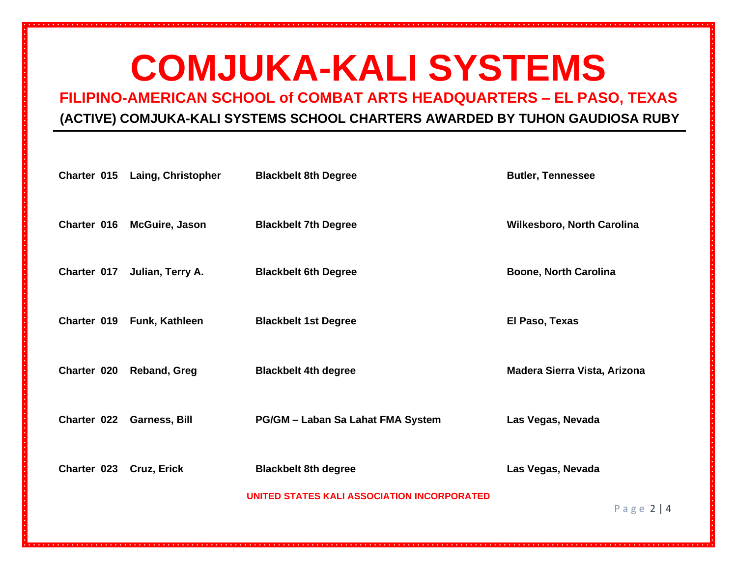# COMJUKA-KALI SYSTEMS

## FILIPINO-AMERICAN SCHOOL of COMBAT ARTS HEADQUARTERS – EL PASO, TEXAS

### (ACTIVE) COMJUKA-KALI SYSTEMS SCHOOL CHARTERS AWARDED BY TUHON GAUDIOSA RUBY

| Charter | Name | Rank | Location |
|---|---|---|---|
| Charter 015 | Laing, Christopher | Blackbelt 8th Degree | Butler, Tennessee |
| Charter 016 | McGuire, Jason | Blackbelt 7th Degree | Wilkesboro, North Carolina |
| Charter 017 | Julian, Terry A. | Blackbelt 6th Degree | Boone, North Carolina |
| Charter 019 | Funk, Kathleen | Blackbelt 1st Degree | El Paso, Texas |
| Charter 020 | Reband, Greg | Blackbelt 4th degree | Madera Sierra Vista, Arizona |
| Charter 022 | Garness, Bill | PG/GM – Laban Sa Lahat FMA System | Las Vegas, Nevada |
| Charter 023 | Cruz, Erick | Blackbelt 8th degree | Las Vegas, Nevada |

**UNITED STATES KALI ASSOCIATION INCORPORATED**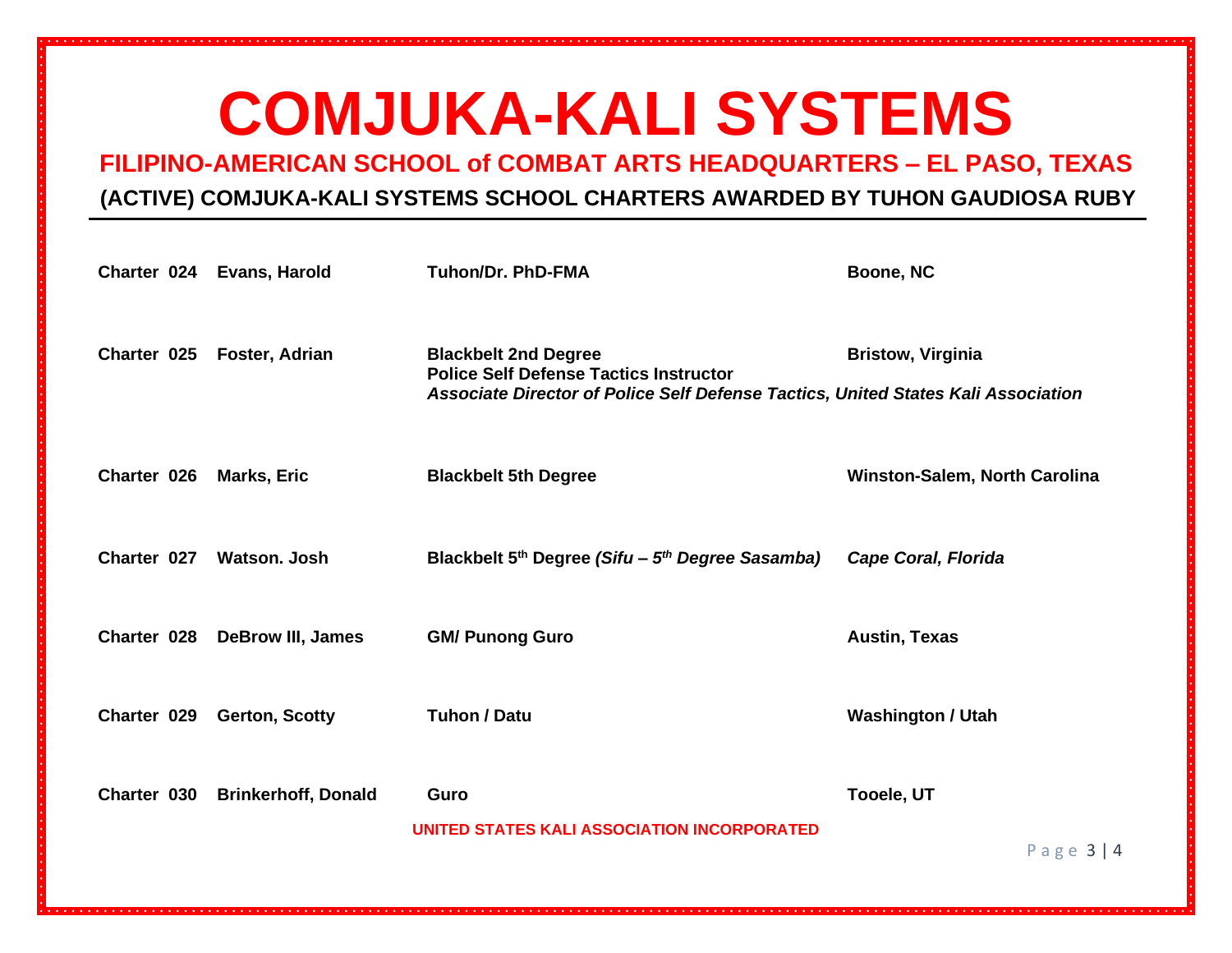# COMJUKA-KALI SYSTEMS

## FILIPINO-AMERICAN SCHOOL of COMBAT ARTS HEADQUARTERS – EL PASO, TEXAS

### (ACTIVE) COMJUKA-KALI SYSTEMS SCHOOL CHARTERS AWARDED BY TUHON GAUDIOSA RUBY

---

| | | | |
|---|---|---|---|
| **Charter 024** | **Evans, Harold** | **Tuhon/Dr. PhD-FMA** | **Boone, NC** |
| **Charter 025** | **Foster, Adrian** | **Blackbelt 2nd Degree**<br>**Police Self Defense Tactics Instructor**<br>***Associate Director of Police Self Defense Tactics, United States Kali Association*** | **Bristow, Virginia** |
| **Charter 026** | **Marks, Eric** | **Blackbelt 5th Degree** | **Winston-Salem, North Carolina** |
| **Charter 027** | **Watson. Josh** | **Blackbelt 5th Degree *(Sifu – 5th Degree Sasamba)*** | ***Cape Coral, Florida*** |
| **Charter 028** | **DeBrow III, James** | **GM/ Punong Guro** | **Austin, Texas** |
| **Charter 029** | **Gerton, Scotty** | **Tuhon / Datu** | **Washington / Utah** |
| **Charter 030** | **Brinkerhoff, Donald** | **Guro** | **Tooele, UT** |

**UNITED STATES KALI ASSOCIATION INCORPORATED**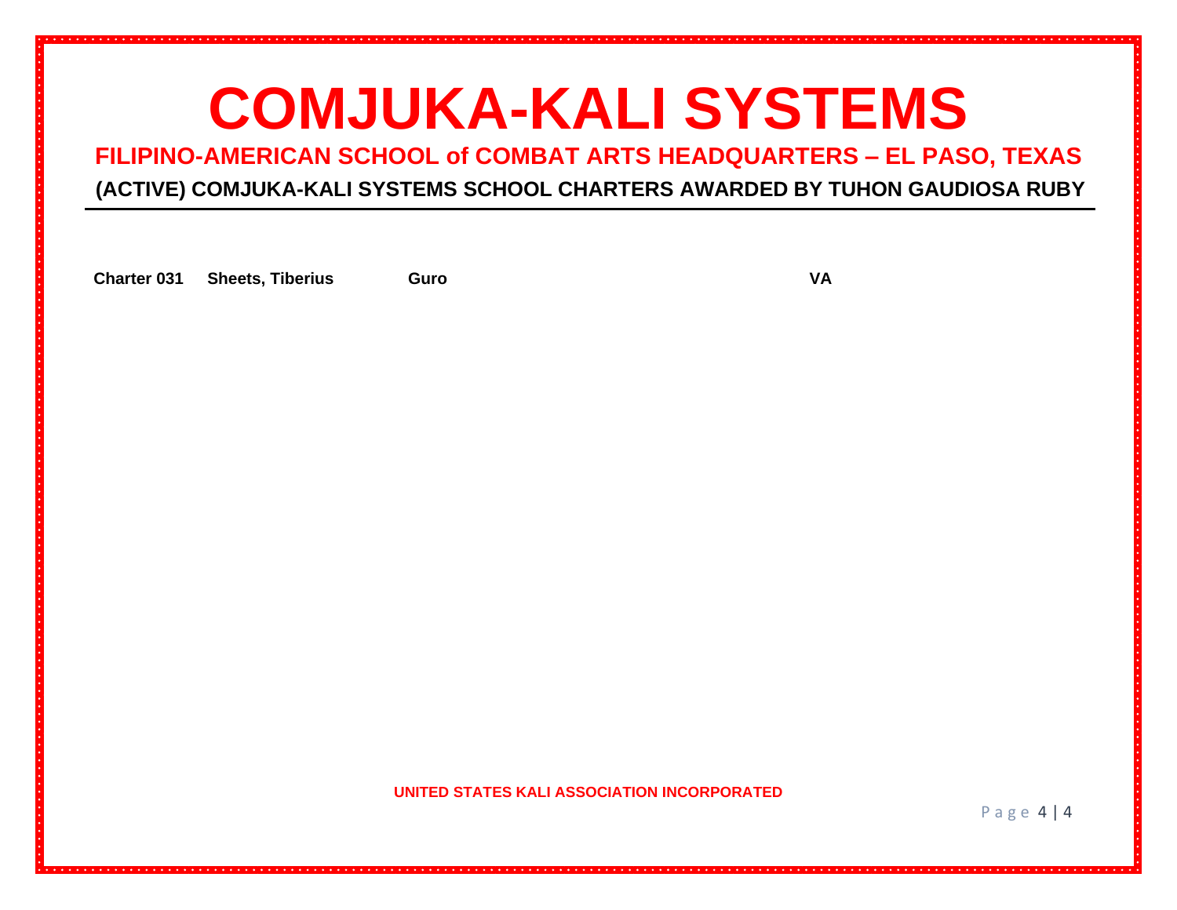# COMJUKA-KALI SYSTEMS

## FILIPINO-AMERICAN SCHOOL of COMBAT ARTS HEADQUARTERS – EL PASO, TEXAS

### (ACTIVE) COMJUKA-KALI SYSTEMS SCHOOL CHARTERS AWARDED BY TUHON GAUDIOSA RUBY

| | | | |
|---|---|---|---|
| **Charter 031** | **Sheets, Tiberius** | **Guro** | **VA** |

**UNITED STATES KALI ASSOCIATION INCORPORATED**